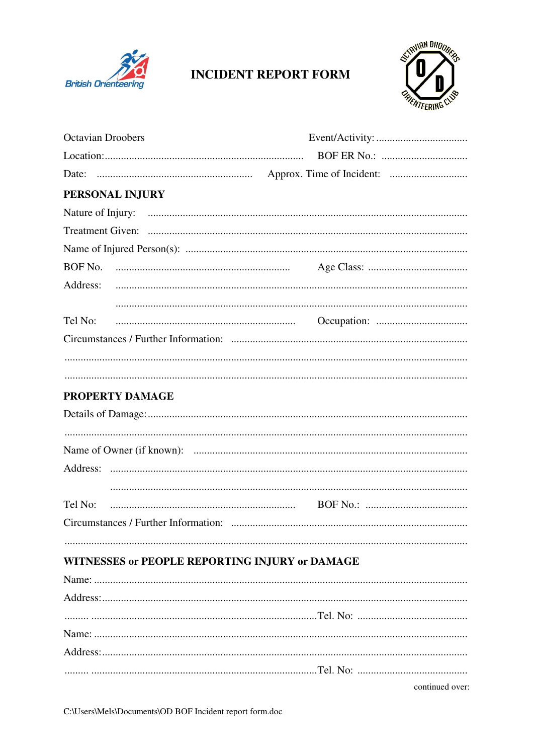# INCIDENT REPORT FORM

Octavian Droobers　　　　　　　　Event/Activity: ..................................

Location:......................................................................... BOF ER No.: ................................

Date: .......................................................... Approx. Time of Incident: .............................

## PERSONAL INJURY

Nature of Injury: ....................................................................................................................

Treatment Given: ....................................................................................................................

Name of Injured Person(s): .......................................................................................................

BOF No. ................................................................ Age Class: .....................................

Address: .................................................................................................................................

.................................................................................................................................

Tel No: .................................................................. Occupation: ..................................

Circumstances / Further Information: ......................................................................................

...................................................................................................................................................

...................................................................................................................................................

## PROPERTY DAMAGE

Details of Damage:.....................................................................................................................

...................................................................................................................................................

Name of Owner (if known): ....................................................................................................

Address: ..................................................................................................................................

..................................................................................................................................

Tel No: .................................................................... BOF No.: ......................................

Circumstances / Further Information: ......................................................................................

...................................................................................................................................................

## WITNESSES or PEOPLE REPORTING INJURY or DAMAGE

Name: .......................................................................................................................................

Address:.....................................................................................................................................

......... ...................................................................................Tel. No: .........................................

Name: .......................................................................................................................................

Address:.....................................................................................................................................

......... ...................................................................................Tel. No: .........................................

continued over: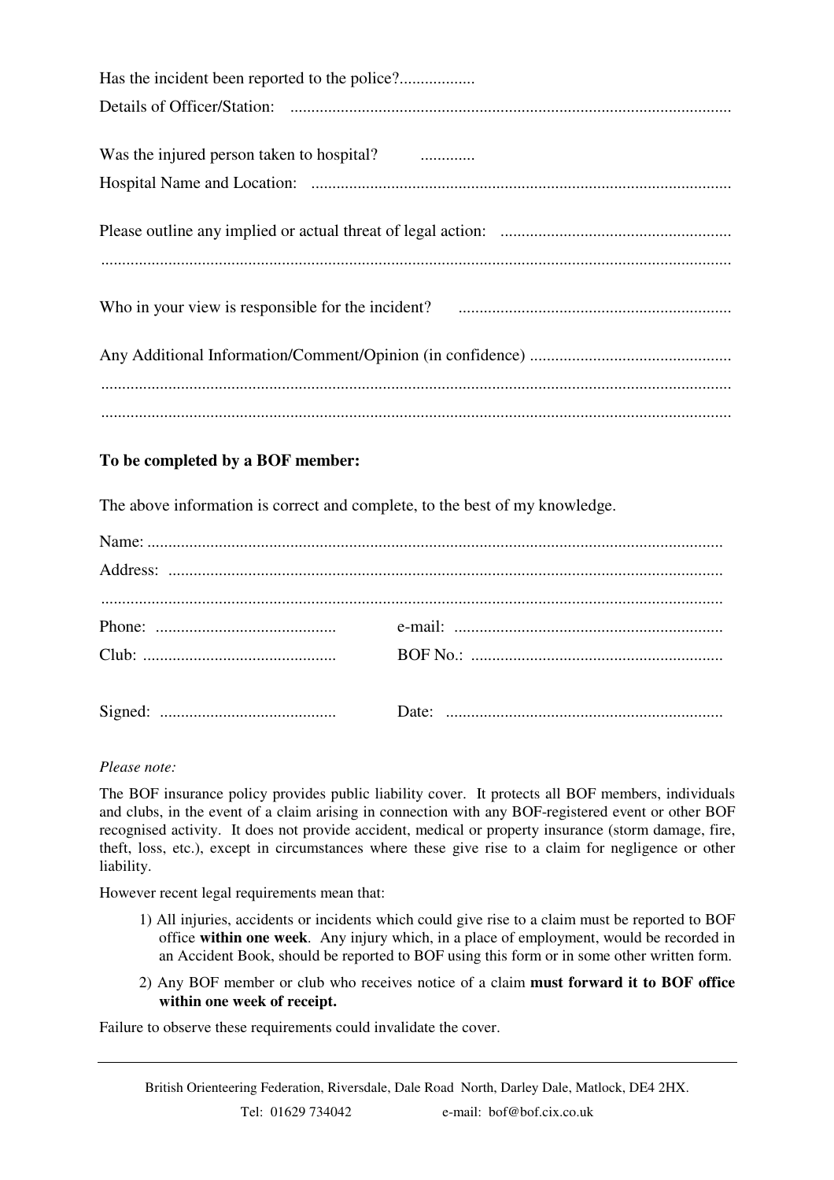Has the incident been reported to the police?..................

Details of Officer/Station: ........................................................................................................

Was the injured person taken to hospital? .............

Hospital Name and Location: ...................................................................................................

Please outline any implied or actual threat of legal action: ......................................................

....................................................................................................................................................

Who in your view is responsible for the incident? ................................................................

Any Additional Information/Comment/Opinion (in confidence) ................................................

....................................................................................................................................................

....................................................................................................................................................

**To be completed by a BOF member:**

The above information is correct and complete, to the best of my knowledge.

Name: ......................................................................................................................................

Address: ..................................................................................................................................

..................................................................................................................................................

Phone: ........................................... e-mail: ................................................................

Club: .............................................. BOF No.: ............................................................

Signed: .......................................... Date: ..................................................................

*Please note:*

The BOF insurance policy provides public liability cover. It protects all BOF members, individuals and clubs, in the event of a claim arising in connection with any BOF-registered event or other BOF recognised activity. It does not provide accident, medical or property insurance (storm damage, fire, theft, loss, etc.), except in circumstances where these give rise to a claim for negligence or other liability.

However recent legal requirements mean that:

1) All injuries, accidents or incidents which could give rise to a claim must be reported to BOF office **within one week**. Any injury which, in a place of employment, would be recorded in an Accident Book, should be reported to BOF using this form or in some other written form.
2) Any BOF member or club who receives notice of a claim **must forward it to BOF office within one week of receipt.**

Failure to observe these requirements could invalidate the cover.

British Orienteering Federation, Riversdale, Dale Road North, Darley Dale, Matlock, DE4 2HX.

Tel: 01629 734042 e-mail: bof@bof.cix.co.uk